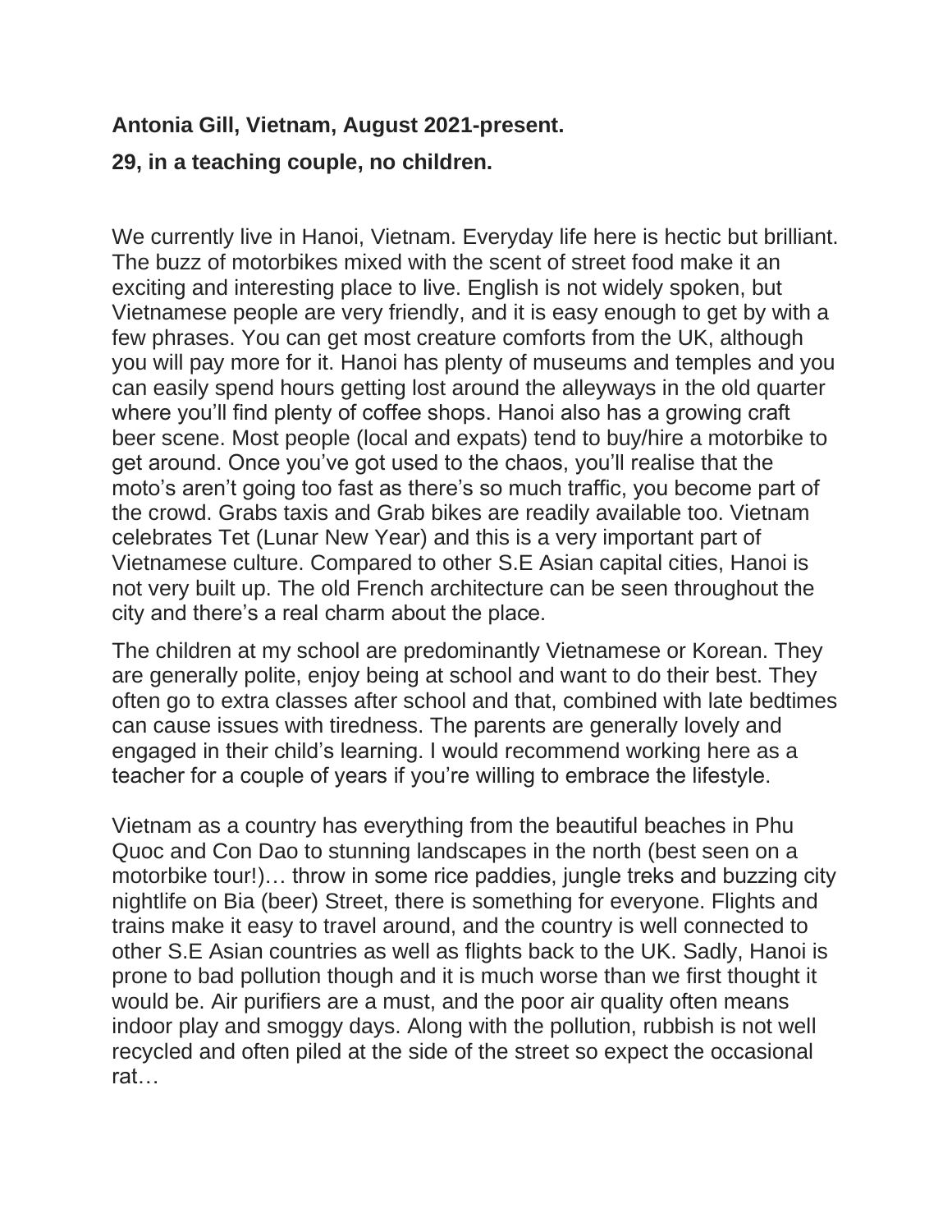**Antonia Gill, Vietnam, August 2021-present.**

**29, in a teaching couple, no children.**

We currently live in Hanoi, Vietnam. Everyday life here is hectic but brilliant. The buzz of motorbikes mixed with the scent of street food make it an exciting and interesting place to live. English is not widely spoken, but Vietnamese people are very friendly, and it is easy enough to get by with a few phrases. You can get most creature comforts from the UK, although you will pay more for it. Hanoi has plenty of museums and temples and you can easily spend hours getting lost around the alleyways in the old quarter where you'll find plenty of coffee shops. Hanoi also has a growing craft beer scene. Most people (local and expats) tend to buy/hire a motorbike to get around. Once you've got used to the chaos, you'll realise that the moto's aren't going too fast as there's so much traffic, you become part of the crowd. Grabs taxis and Grab bikes are readily available too. Vietnam celebrates Tet (Lunar New Year) and this is a very important part of Vietnamese culture. Compared to other S.E Asian capital cities, Hanoi is not very built up. The old French architecture can be seen throughout the city and there's a real charm about the place.

The children at my school are predominantly Vietnamese or Korean. They are generally polite, enjoy being at school and want to do their best. They often go to extra classes after school and that, combined with late bedtimes can cause issues with tiredness. The parents are generally lovely and engaged in their child's learning. I would recommend working here as a teacher for a couple of years if you're willing to embrace the lifestyle.

Vietnam as a country has everything from the beautiful beaches in Phu Quoc and Con Dao to stunning landscapes in the north (best seen on a motorbike tour!)… throw in some rice paddies, jungle treks and buzzing city nightlife on Bia (beer) Street, there is something for everyone. Flights and trains make it easy to travel around, and the country is well connected to other S.E Asian countries as well as flights back to the UK. Sadly, Hanoi is prone to bad pollution though and it is much worse than we first thought it would be. Air purifiers are a must, and the poor air quality often means indoor play and smoggy days. Along with the pollution, rubbish is not well recycled and often piled at the side of the street so expect the occasional rat…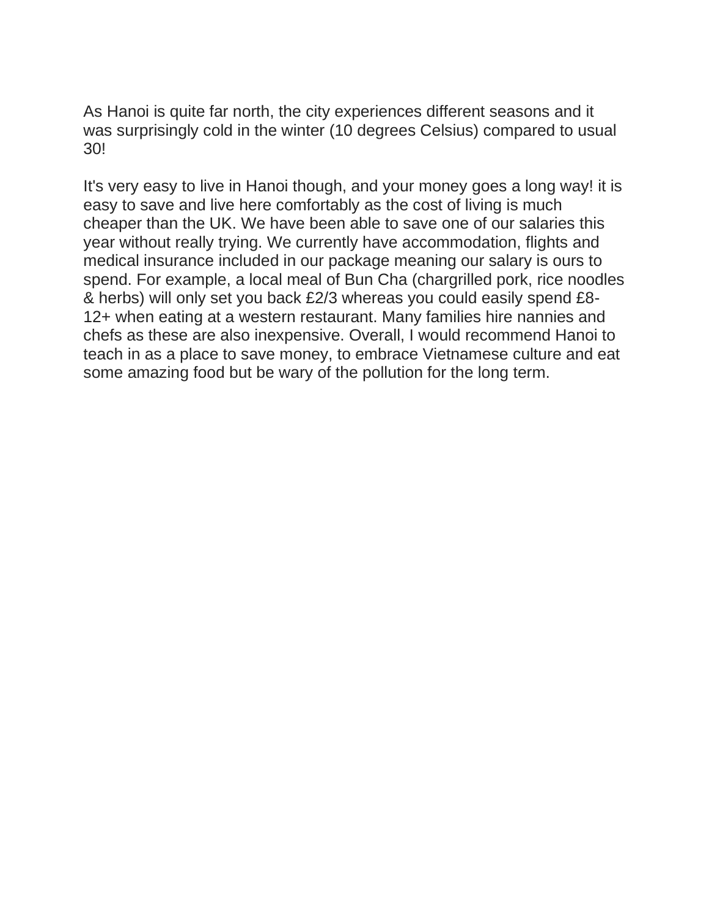As Hanoi is quite far north, the city experiences different seasons and it was surprisingly cold in the winter (10 degrees Celsius) compared to usual 30!

It's very easy to live in Hanoi though, and your money goes a long way! it is easy to save and live here comfortably as the cost of living is much cheaper than the UK. We have been able to save one of our salaries this year without really trying. We currently have accommodation, flights and medical insurance included in our package meaning our salary is ours to spend. For example, a local meal of Bun Cha (chargrilled pork, rice noodles & herbs) will only set you back £2/3 whereas you could easily spend £8-12+ when eating at a western restaurant. Many families hire nannies and chefs as these are also inexpensive. Overall, I would recommend Hanoi to teach in as a place to save money, to embrace Vietnamese culture and eat some amazing food but be wary of the pollution for the long term.